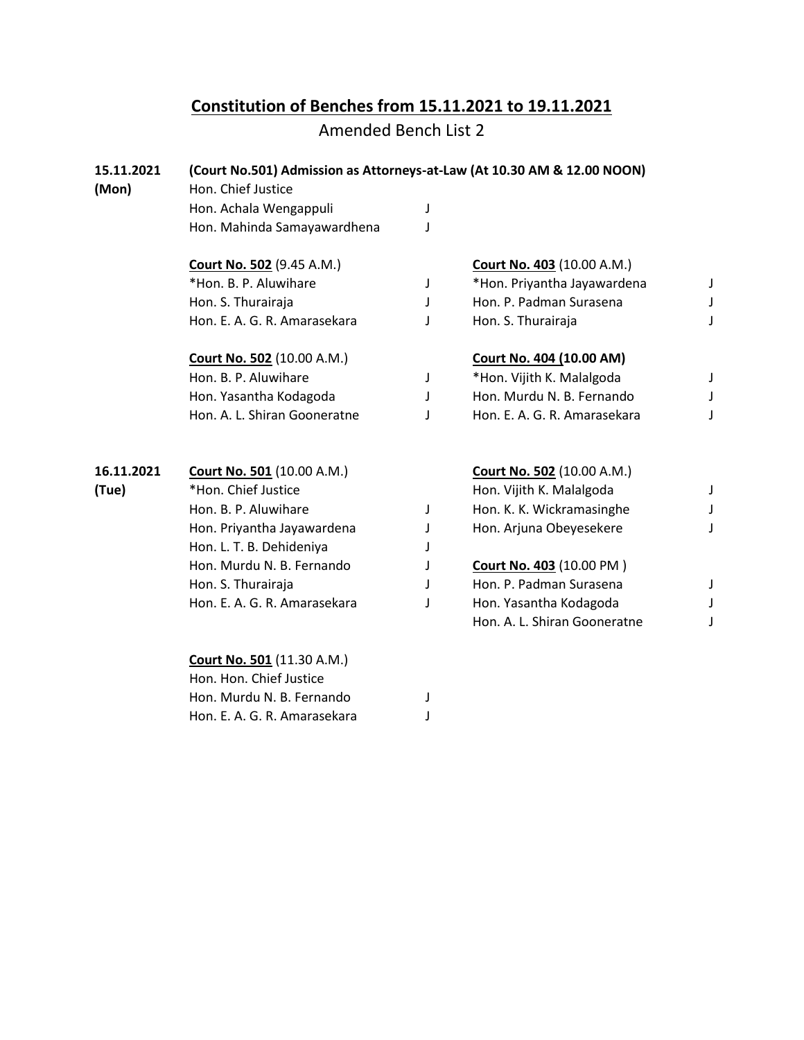# Constitution of Benches from 15.11.2021 to 19.11.2021

Amended Bench List 2

**15.11.2021 (Mon)**

**(Court No.501) Admission as Attorneys-at-Law (At 10.30 AM & 12.00 NOON)**

Hon. Chief Justice
Hon. Achala Wengappuli J
Hon. Mahinda Samayawardhena J

**Court No. 502** (9.45 A.M.)
*Hon. B. P. Aluwihare J
Hon. S. Thurairaja J
Hon. E. A. G. R. Amarasekara J

**Court No. 502** (10.00 A.M.)
Hon. B. P. Aluwihare J
Hon. Yasantha Kodagoda J
Hon. A. L. Shiran Gooneratne J

**Court No. 403** (10.00 A.M.)
*Hon. Priyantha Jayawardena J
Hon. P. Padman Surasena J
Hon. S. Thurairaja J

**Court No. 404 (10.00 AM)**
*Hon. Vijith K. Malalgoda J
Hon. Murdu N. B. Fernando J
Hon. E. A. G. R. Amarasekara J

**16.11.2021 (Tue)**

**Court No. 501** (10.00 A.M.)
*Hon. Chief Justice
Hon. B. P. Aluwihare J
Hon. Priyantha Jayawardena J
Hon. L. T. B. Dehideniya J
Hon. Murdu N. B. Fernando J
Hon. S. Thurairaja J
Hon. E. A. G. R. Amarasekara J

**Court No. 501** (11.30 A.M.)
Hon. Hon. Chief Justice
Hon. Murdu N. B. Fernando J
Hon. E. A. G. R. Amarasekara J

**Court No. 502** (10.00 A.M.)
Hon. Vijith K. Malalgoda J
Hon. K. K. Wickramasinghe J
Hon. Arjuna Obeyesekere J

**Court No. 403** (10.00 PM )
Hon. P. Padman Surasena J
Hon. Yasantha Kodagoda J
Hon. A. L. Shiran Gooneratne J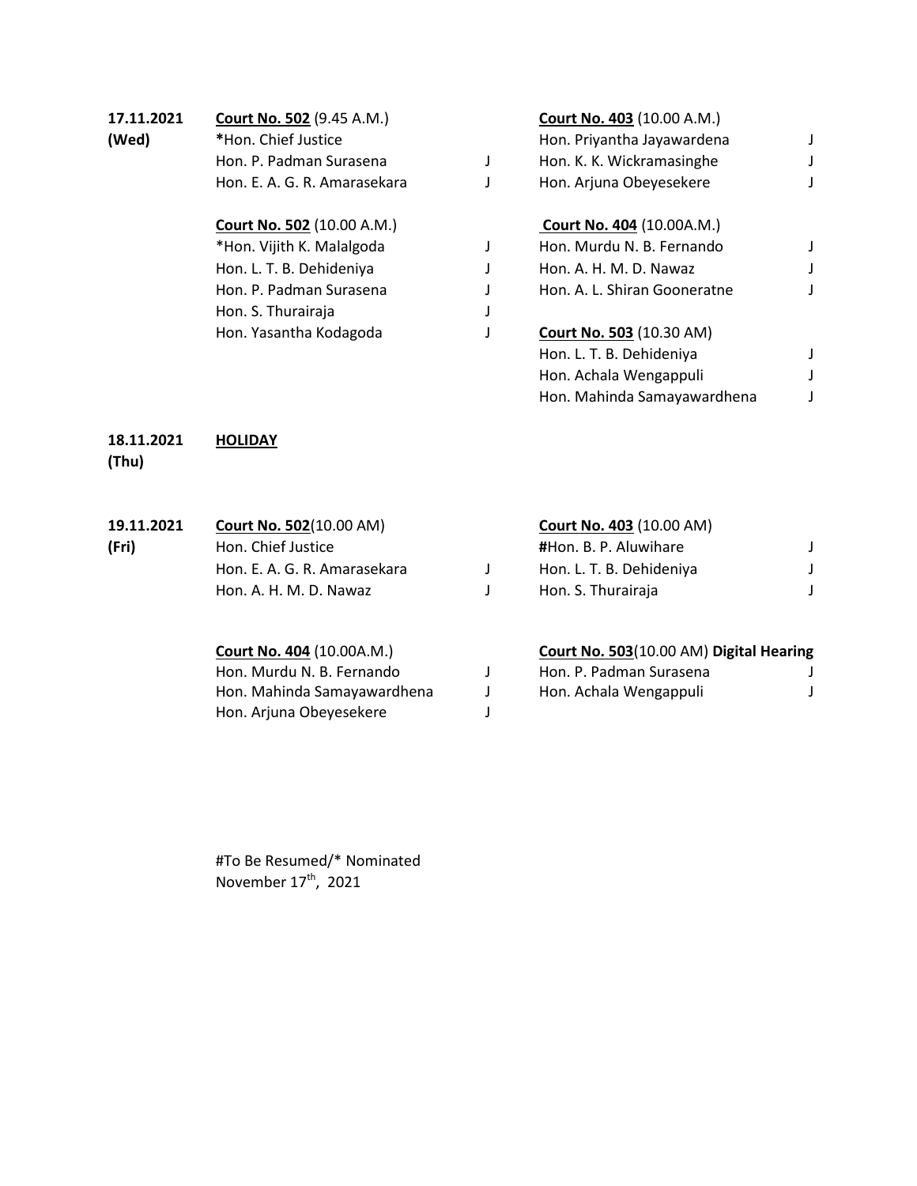**17.11.2021**
**(Wed)**

**Court No. 502** (9.45 A.M.)
***Hon. Chief Justice**
Hon. P. Padman Surasena J
Hon. E. A. G. R. Amarasekara J

**Court No. 502** (10.00 A.M.)
*Hon. Vijith K. Malalgoda J
Hon. L. T. B. Dehideniya J
Hon. P. Padman Surasena J
Hon. S. Thurairaja J
Hon. Yasantha Kodagoda J

**Court No. 403** (10.00 A.M.)
Hon. Priyantha Jayawardena J
Hon. K. K. Wickramasinghe J
Hon. Arjuna Obeyesekere J

**Court No. 404** (10.00A.M.)
Hon. Murdu N. B. Fernando J
Hon. A. H. M. D. Nawaz J
Hon. A. L. Shiran Gooneratne J

**Court No. 503** (10.30 AM)
Hon. L. T. B. Dehideniya J
Hon. Achala Wengappuli J
Hon. Mahinda Samayawardhena J

**18.11.2021**
**(Thu)**

**HOLIDAY**

**19.11.2021**
**(Fri)**

**Court No. 502**(10.00 AM)
Hon. Chief Justice
Hon. E. A. G. R. Amarasekara J
Hon. A. H. M. D. Nawaz J

**Court No. 403** (10.00 AM)
**#**Hon. B. P. Aluwihare J
Hon. L. T. B. Dehideniya J
Hon. S. Thurairaja J

**Court No. 404** (10.00A.M.)
Hon. Murdu N. B. Fernando J
Hon. Mahinda Samayawardhena J
Hon. Arjuna Obeyesekere J

**Court No. 503**(10.00 AM) **Digital Hearing**
Hon. P. Padman Surasena J
Hon. Achala Wengappuli J

#To Be Resumed/* Nominated
November 17th, 2021